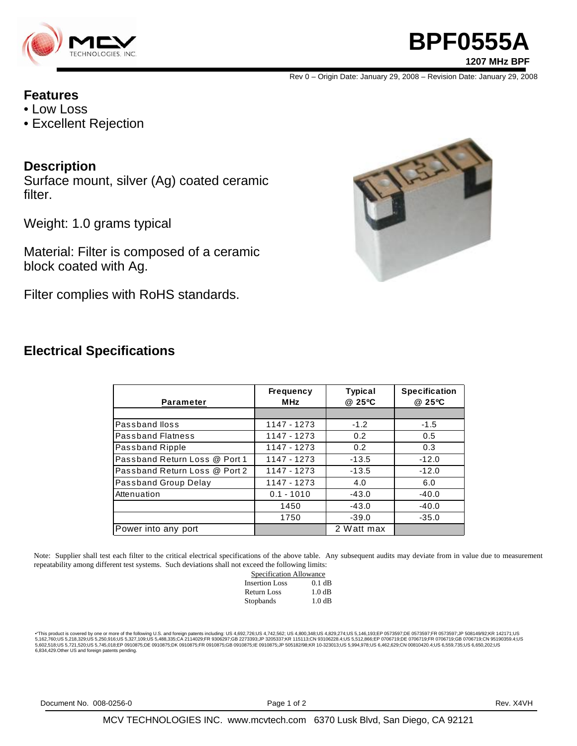# BPF0555A

**1207 MHz BPF**

Rev 0 – Origin Date: January 29, 2008 – Revision Date: January 29, 2008

## Features

- Low Loss
- Excellent Rejection

## Description

Surface mount, silver (Ag) coated ceramic filter.

Weight: 1.0 grams typical

Material: Filter is composed of a ceramic block coated with Ag.

Filter complies with RoHS standards.

## Electrical Specifications

| Parameter | Frequency MHz | Typical @ 25ºC | Specification @ 25ºC |
|---|---|---|---|
| | | | |
| Passband lloss | 1147 - 1273 | -1.2 | -1.5 |
| Passband Flatness | 1147 - 1273 | 0.2 | 0.5 |
| Passband Ripple | 1147 - 1273 | 0.2 | 0.3 |
| Passband Return Loss @ Port 1 | 1147 - 1273 | -13.5 | -12.0 |
| Passband Return Loss @ Port 2 | 1147 - 1273 | -13.5 | -12.0 |
| Passband Group Delay | 1147 - 1273 | 4.0 | 6.0 |
| Attenuation | 0.1 - 1010 | -43.0 | -40.0 |
| | 1450 | -43.0 | -40.0 |
| | 1750 | -39.0 | -35.0 |
| Power into any port | | 2 Watt max | |

Note: Supplier shall test each filter to the critical electrical specifications of the above table. Any subsequent audits may deviate from in value due to measurement repeatability among different test systems. Such deviations shall not exceed the following limits:

| Specification Allowance | |
|---|---|
| Insertion Loss | 0.1 dB |
| Return Loss | 1.0 dB |
| Stopbands | 1.0 dB |

•This product is covered by one or more of the following U.S. and foreign patents including: US 4,692,726;US 4,742,562; US 4,800,348;US 4,829,274;US 5,146,193;EP 0573597;DE 0573597;FR 0573597;JP 508149/92;KR 142171;US 5,162,760;US 5,218,329;US 5,250,916;US 5,327,109;US 5,488,335;CA 2114029;FR 9306297;GB 2273393;JP 3205337;KR 115113;CN 93106228.4;US 5,512,866;EP 0706719;DE 0706719;FR 0706719;GB 0706719;CN 95190359.4;US 5,602,518;US 5,721,520;US 5,745,018;EP 0910875;DE 0910875;DK 0910875;FR 0910875;GB 0910875;IE 0910875;JP 505182/98;KR 10-323013;US 5,994,978;US 6,462,629;CN 00810420.4;US 6,559,735;US 6,650,202;US 6,834,429.Other US and foreign patents pending.

Document No. 008-0256-0 Rev. X4VH

MCV TECHNOLOGIES INC. www.mcvtech.com 6370 Lusk Blvd, San Diego, CA 92121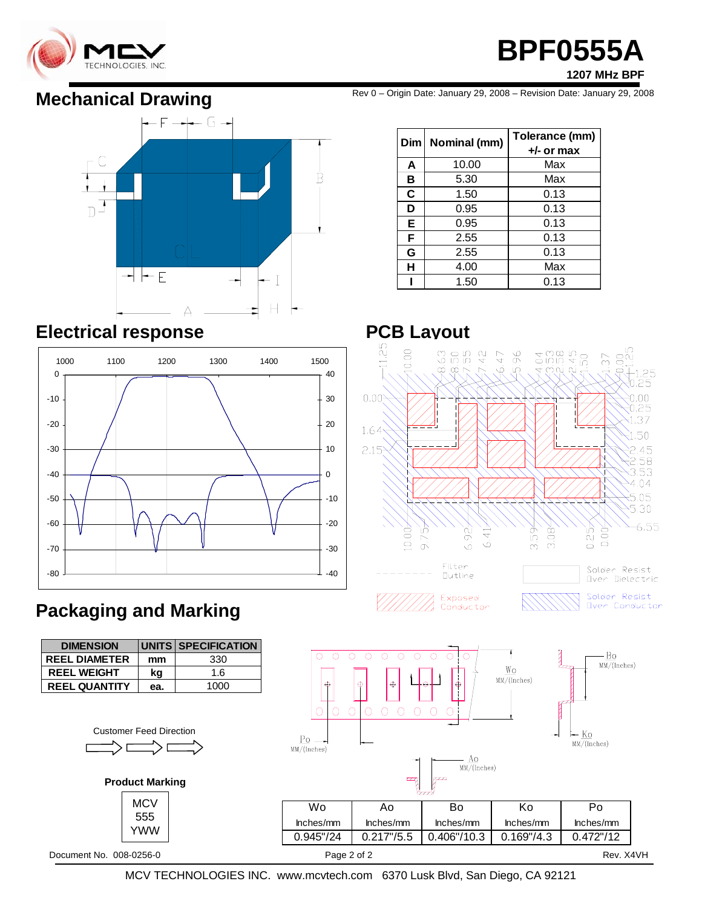# BPF0555A

**1207 MHz BPF**

Rev 0 – Origin Date: January 29, 2008 – Revision Date: January 29, 2008

## Mechanical Drawing

F G C B D C/L E I A H

| Dim | Nominal (mm) | Tolerance (mm) +/- or max |
|---|---|---|
| A | 10.00 | Max |
| B | 5.30 | Max |
| C | 1.50 | 0.13 |
| D | 0.95 | 0.13 |
| E | 0.95 | 0.13 |
| F | 2.55 | 0.13 |
| G | 2.55 | 0.13 |
| H | 4.00 | Max |
| I | 1.50 | 0.13 |

## Electrical response

1000 1100 1200 1300 1400 1500

0 -10 -20 -30 -40 -50 -60 -70 -80

40 30 20 10 0 -10 -20 -30 -40

## PCB Layout

11.25 10.00 8.63 8.50 7.55 7.42 6.47 5.96 4.04 3.53 3.58 2.45 1.50 1.37 0.00 1.25

1.25 0.25 0.00 0.25 1.37 1.50 2.45 2.58 3.53 4.04 5.05 5.30 6.55

0.00 1.64 2.15

10.00 9.75 6.92 6.41 3.59 3.08 0.25 0.00

Filter Outline

Solder Resist Over Dielectric

Exposed Conductor

Solder Resist Over Conductor

## Packaging and Marking

| DIMENSION | UNITS | SPECIFICATION |
|---|---|---|
| REEL DIAMETER | mm | 330 |
| REEL WEIGHT | kg | 1.6 |
| REEL QUANTITY | ea. | 1000 |

Customer Feed Direction

**Product Marking**

MCV
555
YWW

Wo MM/(Inches) Bo MM/(Inches) Ko MM/(Inches) Po MM/(Inches) Ao MM/(Inches)

| Wo | Ao | Bo | Ko | Po |
|---|---|---|---|---|
| Inches/mm | Inches/mm | Inches/mm | Inches/mm | Inches/mm |
| 0.945"/24 | 0.217"/5.5 | 0.406"/10.3 | 0.169"/4.3 | 0.472"/12 |

Document No. 008-0256-0

Rev. X4VH

MCV TECHNOLOGIES INC. www.mcvtech.com 6370 Lusk Blvd, San Diego, CA 92121